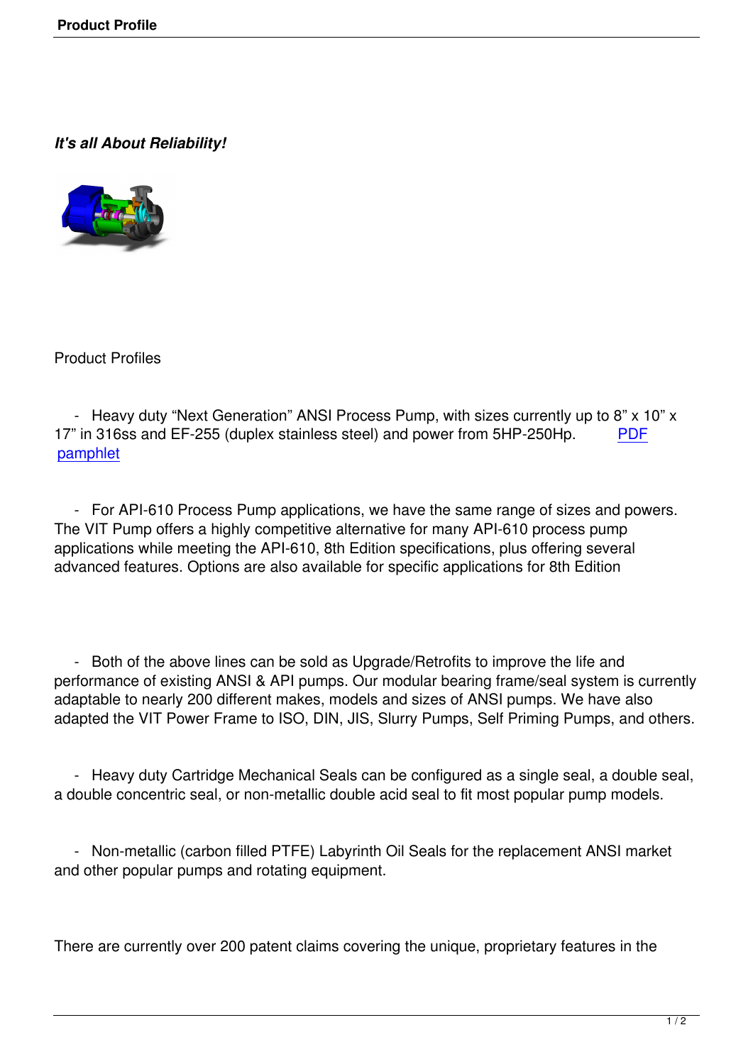*It's all About Reliability!*

Product Profiles

- Heavy duty “Next Generation” ANSI Process Pump, with sizes currently up to 8” x 10” x 17” in 316ss and EF-255 (duplex stainless steel) and power from 5HP-250Hp. PDF pamphlet

- For API-610 Process Pump applications, we have the same range of sizes and powers. The VIT Pump offers a highly competitive alternative for many API-610 process pump applications while meeting the API-610, 8th Edition specifications, plus offering several advanced features. Options are also available for specific applications for 8th Edition

- Both of the above lines can be sold as Upgrade/Retrofits to improve the life and performance of existing ANSI & API pumps. Our modular bearing frame/seal system is currently adaptable to nearly 200 different makes, models and sizes of ANSI pumps. We have also adapted the VIT Power Frame to ISO, DIN, JIS, Slurry Pumps, Self Priming Pumps, and others.

- Heavy duty Cartridge Mechanical Seals can be configured as a single seal, a double seal, a double concentric seal, or non-metallic double acid seal to fit most popular pump models.

- Non-metallic (carbon filled PTFE) Labyrinth Oil Seals for the replacement ANSI market and other popular pumps and rotating equipment.

There are currently over 200 patent claims covering the unique, proprietary features in the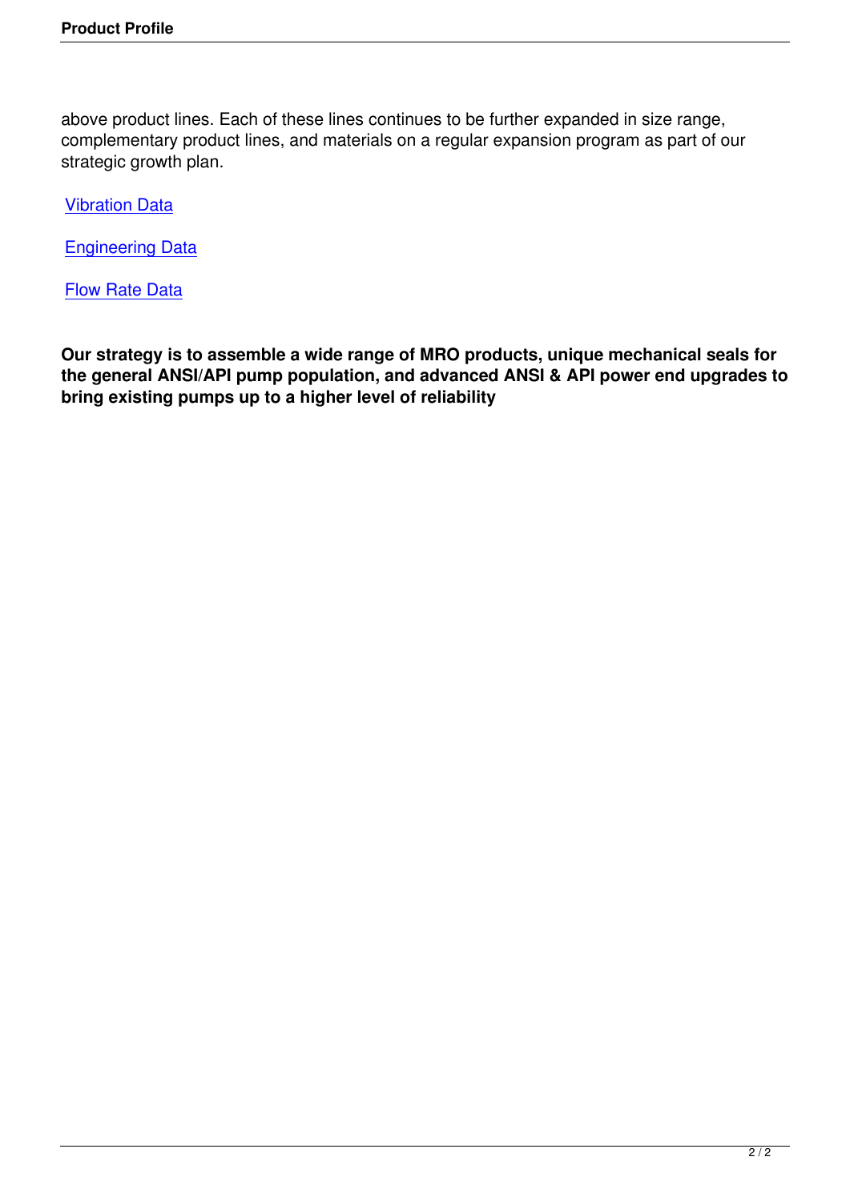above product lines. Each of these lines continues to be further expanded in size range, complementary product lines, and materials on a regular expansion program as part of our strategic growth plan.

Vibration Data

Engineering Data

Flow Rate Data

**Our strategy is to assemble a wide range of MRO products, unique mechanical seals for the general ANSI/API pump population, and advanced ANSI & API power end upgrades to bring existing pumps up to a higher level of reliability**